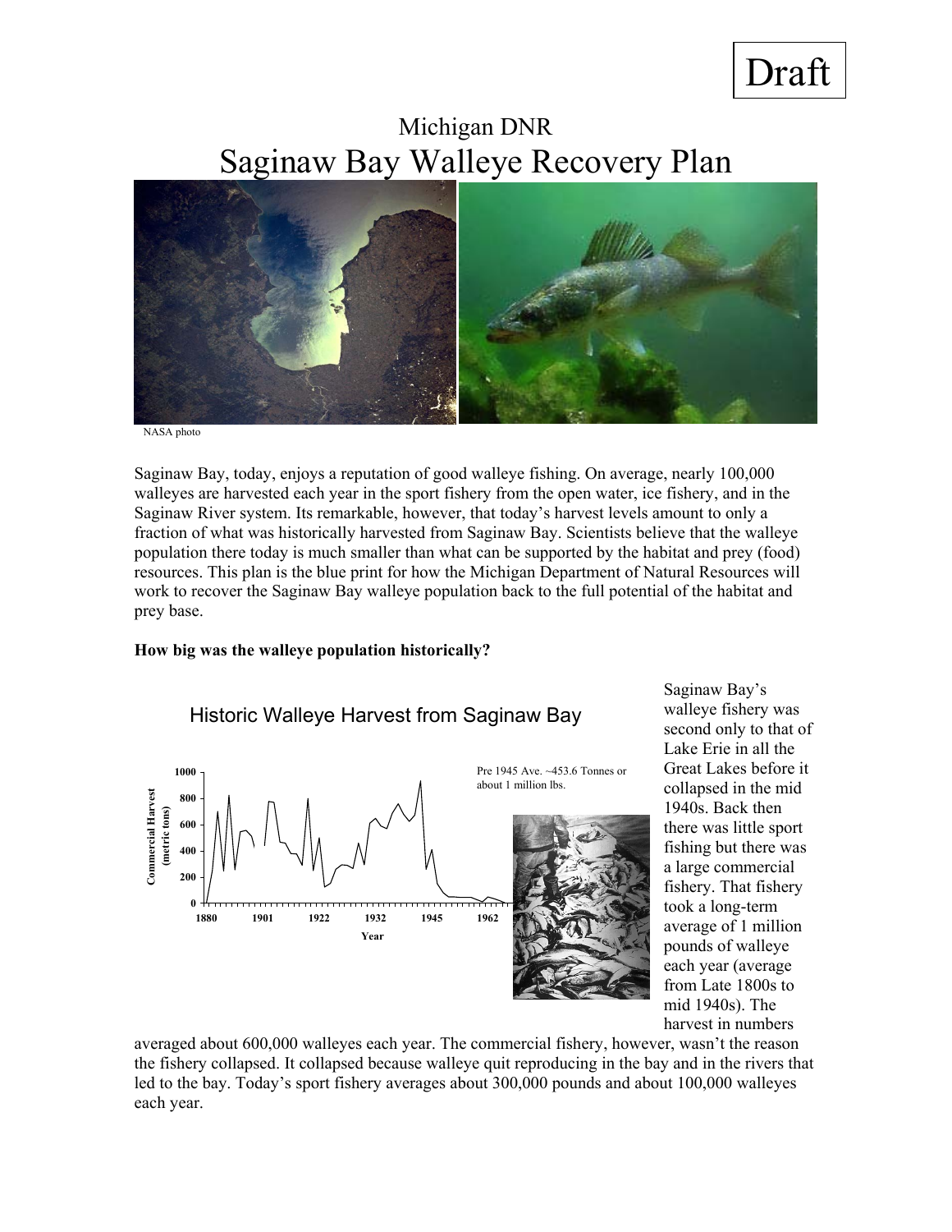Draft

# Michigan DNR

# Saginaw Bay Walleye Recovery Plan

NASA photo

Saginaw Bay, today, enjoys a reputation of good walleye fishing. On average, nearly 100,000 walleyes are harvested each year in the sport fishery from the open water, ice fishery, and in the Saginaw River system. Its remarkable, however, that today's harvest levels amount to only a fraction of what was historically harvested from Saginaw Bay. Scientists believe that the walleye population there today is much smaller than what can be supported by the habitat and prey (food) resources. This plan is the blue print for how the Michigan Department of Natural Resources will work to recover the Saginaw Bay walleye population back to the full potential of the habitat and prey base.

**How big was the walleye population historically?**

Historic Walleye Harvest from Saginaw Bay

Pre 1945 Ave. ~453.6 Tonnes or about 1 million lbs.

Saginaw Bay's walleye fishery was second only to that of Lake Erie in all the Great Lakes before it collapsed in the mid 1940s. Back then there was little sport fishing but there was a large commercial fishery. That fishery took a long-term average of 1 million pounds of walleye each year (average from Late 1800s to mid 1940s). The harvest in numbers averaged about 600,000 walleyes each year. The commercial fishery, however, wasn't the reason the fishery collapsed. It collapsed because walleye quit reproducing in the bay and in the rivers that led to the bay. Today's sport fishery averages about 300,000 pounds and about 100,000 walleyes each year.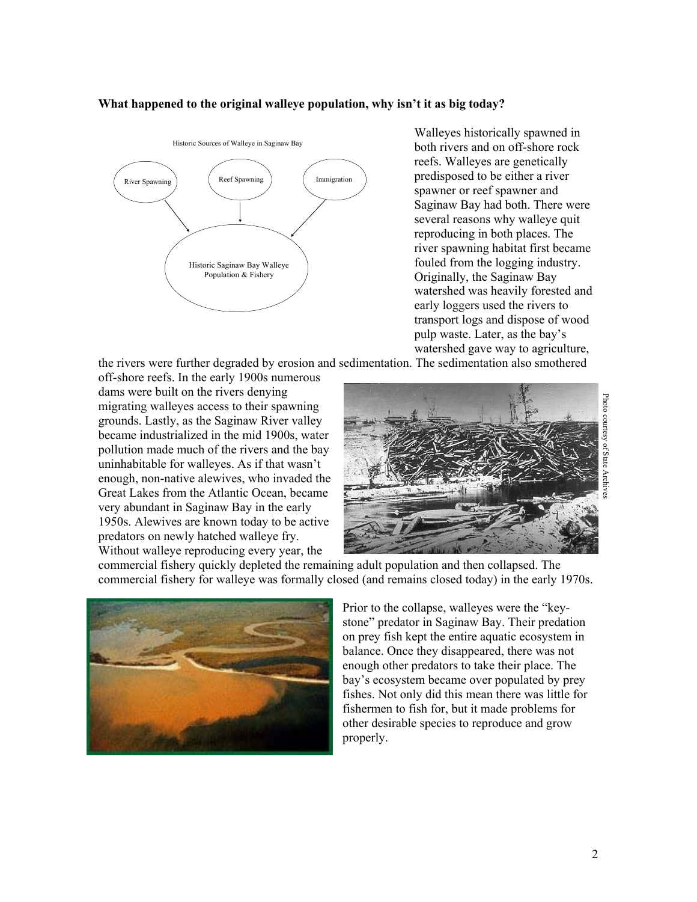**What happened to the original walleye population, why isn't it as big today?**

Historic Sources of Walleye in Saginaw Bay

River Spawning → Historic Saginaw Bay Walleye Population & Fishery

Reef Spawning → Historic Saginaw Bay Walleye Population & Fishery

Immigration → Historic Saginaw Bay Walleye Population & Fishery

Walleyes historically spawned in both rivers and on off-shore rock reefs. Walleyes are genetically predisposed to be either a river spawner or reef spawner and Saginaw Bay had both. There were several reasons why walleye quit reproducing in both places. The river spawning habitat first became fouled from the logging industry. Originally, the Saginaw Bay watershed was heavily forested and early loggers used the rivers to transport logs and dispose of wood pulp waste. Later, as the bay's watershed gave way to agriculture, the rivers were further degraded by erosion and sedimentation. The sedimentation also smothered off-shore reefs. In the early 1900s numerous dams were built on the rivers denying migrating walleyes access to their spawning grounds. Lastly, as the Saginaw River valley became industrialized in the mid 1900s, water pollution made much of the rivers and the bay uninhabitable for walleyes. As if that wasn't enough, non-native alewives, who invaded the Great Lakes from the Atlantic Ocean, became very abundant in Saginaw Bay in the early 1950s. Alewives are known today to be active predators on newly hatched walleye fry. Without walleye reproducing every year, the commercial fishery quickly depleted the remaining adult population and then collapsed. The commercial fishery for walleye was formally closed (and remains closed today) in the early 1970s.

Photo courtesy of State Archives

Prior to the collapse, walleyes were the "key-stone" predator in Saginaw Bay. Their predation on prey fish kept the entire aquatic ecosystem in balance. Once they disappeared, there was not enough other predators to take their place. The bay's ecosystem became over populated by prey fishes. Not only did this mean there was little for fishermen to fish for, but it made problems for other desirable species to reproduce and grow properly.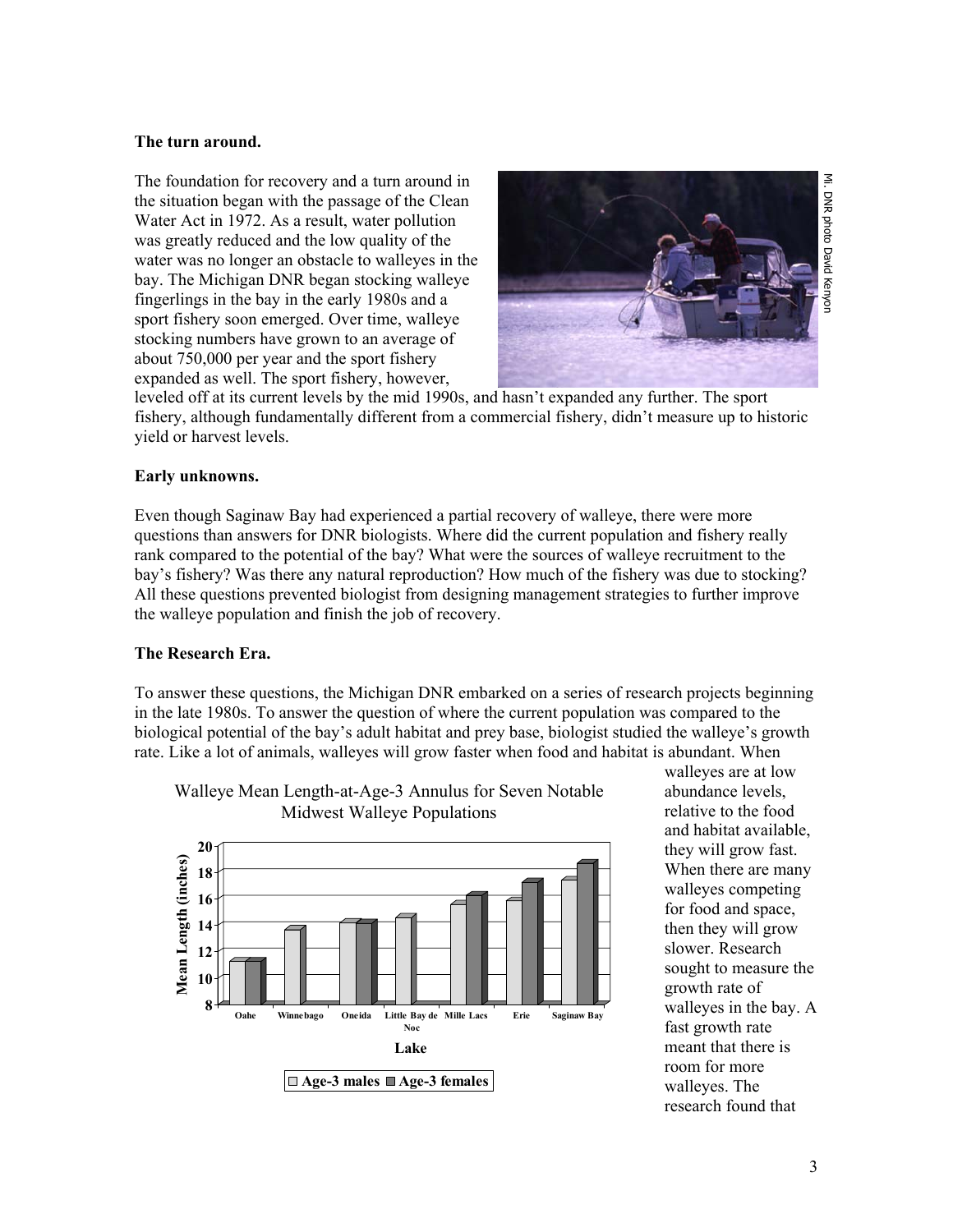**The turn around.**

The foundation for recovery and a turn around in the situation began with the passage of the Clean Water Act in 1972. As a result, water pollution was greatly reduced and the low quality of the water was no longer an obstacle to walleyes in the bay. The Michigan DNR began stocking walleye fingerlings in the bay in the early 1980s and a sport fishery soon emerged. Over time, walleye stocking numbers have grown to an average of about 750,000 per year and the sport fishery expanded as well. The sport fishery, however, leveled off at its current levels by the mid 1990s, and hasn't expanded any further. The sport fishery, although fundamentally different from a commercial fishery, didn't measure up to historic yield or harvest levels.

Mi. DNR photo David Kenyon

**Early unknowns.**

Even though Saginaw Bay had experienced a partial recovery of walleye, there were more questions than answers for DNR biologists. Where did the current population and fishery really rank compared to the potential of the bay? What were the sources of walleye recruitment to the bay's fishery? Was there any natural reproduction? How much of the fishery was due to stocking? All these questions prevented biologist from designing management strategies to further improve the walleye population and finish the job of recovery.

**The Research Era.**

To answer these questions, the Michigan DNR embarked on a series of research projects beginning in the late 1980s. To answer the question of where the current population was compared to the biological potential of the bay's adult habitat and prey base, biologist studied the walleye's growth rate. Like a lot of animals, walleyes will grow faster when food and habitat is abundant. When walleyes are at low abundance levels, relative to the food and habitat available, they will grow fast. When there are many walleyes competing for food and space, then they will grow slower. Research sought to measure the growth rate of walleyes in the bay. A fast growth rate meant that there is room for more walleyes. The research found that

Walleye Mean Length-at-Age-3 Annulus for Seven Notable Midwest Walleye Populations

| Lake | Age-3 males | Age-3 females |
|---|---|---|
| Oahe | 11.2 | 11.2 |
| Winnebago | 13.6 | |
| Oneida | 14.1 | 14.1 |
| Little Bay de Noc | 14.5 | |
| Mille Lacs | 15.5 | 16.2 |
| Erie | 15.8 | 17.2 |
| Saginaw Bay | 17.4 | 18.7 |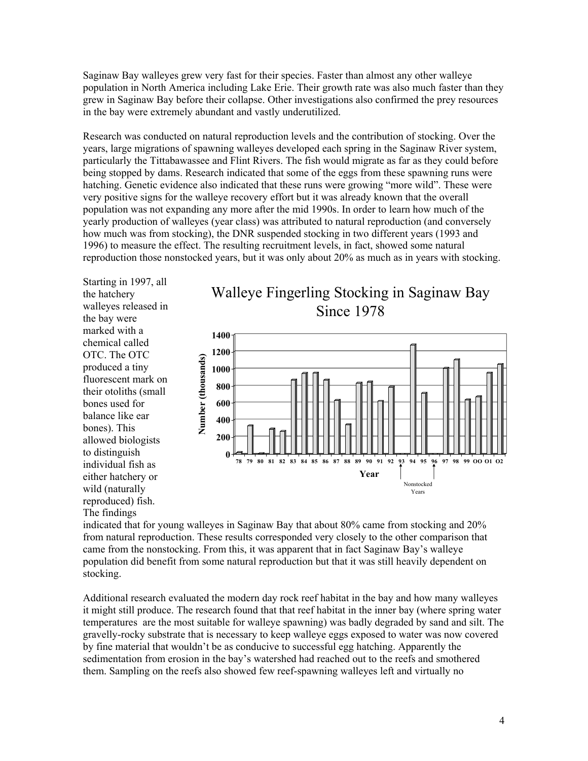Saginaw Bay walleyes grew very fast for their species. Faster than almost any other walleye population in North America including Lake Erie. Their growth rate was also much faster than they grew in Saginaw Bay before their collapse. Other investigations also confirmed the prey resources in the bay were extremely abundant and vastly underutilized.

Research was conducted on natural reproduction levels and the contribution of stocking. Over the years, large migrations of spawning walleyes developed each spring in the Saginaw River system, particularly the Tittabawassee and Flint Rivers. The fish would migrate as far as they could before being stopped by dams. Research indicated that some of the eggs from these spawning runs were hatching. Genetic evidence also indicated that these runs were growing "more wild". These were very positive signs for the walleye recovery effort but it was already known that the overall population was not expanding any more after the mid 1990s. In order to learn how much of the yearly production of walleyes (year class) was attributed to natural reproduction (and conversely how much was from stocking), the DNR suspended stocking in two different years (1993 and 1996) to measure the effect. The resulting recruitment levels, in fact, showed some natural reproduction those nonstocked years, but it was only about 20% as much as in years with stocking.

Starting in 1997, all the hatchery walleyes released in the bay were marked with a chemical called OTC. The OTC produced a tiny fluorescent mark on their otoliths (small bones used for balance like ear bones). This allowed biologists to distinguish individual fish as either hatchery or wild (naturally reproduced) fish. The findings indicated that for young walleyes in Saginaw Bay that about 80% came from stocking and 20% from natural reproduction. These results corresponded very closely to the other comparison that came from the nonstocking. From this, it was apparent that in fact Saginaw Bay's walleye population did benefit from some natural reproduction but that it was still heavily dependent on stocking.

**Walleye Fingerling Stocking in Saginaw Bay Since 1978**

| Year | Number (thousands) |
|---|---|
| 78 | ~20 |
| 79 | ~330 |
| 80 | ~10 |
| 81 | ~290 |
| 82 | ~260 |
| 83 | ~870 |
| 84 | ~950 |
| 85 | ~950 |
| 86 | ~870 |
| 87 | ~630 |
| 88 | ~340 |
| 89 | ~830 |
| 90 | ~850 |
| 91 | ~620 |
| 92 | ~790 |
| 93 | 0 (Nonstocked) |
| 94 | ~1280 |
| 95 | ~710 |
| 96 | 0 (Nonstocked) |
| 97 | ~1010 |
| 98 | ~1100 |
| 99 | ~630 |
| 00 | ~670 |
| 01 | ~950 |
| 02 | ~1050 |

Additional research evaluated the modern day rock reef habitat in the bay and how many walleyes it might still produce. The research found that that reef habitat in the inner bay (where spring water temperatures are the most suitable for walleye spawning) was badly degraded by sand and silt. The gravelly-rocky substrate that is necessary to keep walleye eggs exposed to water was now covered by fine material that wouldn't be as conducive to successful egg hatching. Apparently the sedimentation from erosion in the bay's watershed had reached out to the reefs and smothered them. Sampling on the reefs also showed few reef-spawning walleyes left and virtually no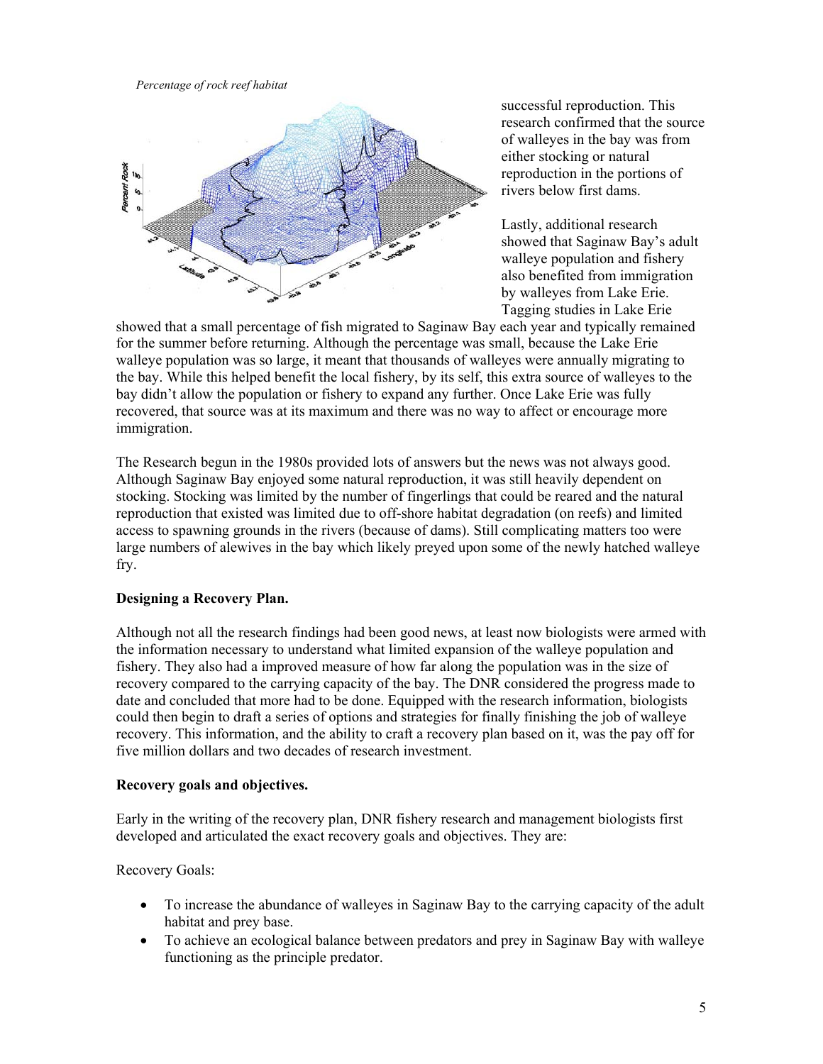*Percentage of rock reef habitat*

successful reproduction. This research confirmed that the source of walleyes in the bay was from either stocking or natural reproduction in the portions of rivers below first dams.

Lastly, additional research showed that Saginaw Bay's adult walleye population and fishery also benefited from immigration by walleyes from Lake Erie. Tagging studies in Lake Erie showed that a small percentage of fish migrated to Saginaw Bay each year and typically remained for the summer before returning. Although the percentage was small, because the Lake Erie walleye population was so large, it meant that thousands of walleyes were annually migrating to the bay. While this helped benefit the local fishery, by its self, this extra source of walleyes to the bay didn't allow the population or fishery to expand any further. Once Lake Erie was fully recovered, that source was at its maximum and there was no way to affect or encourage more immigration.

The Research begun in the 1980s provided lots of answers but the news was not always good. Although Saginaw Bay enjoyed some natural reproduction, it was still heavily dependent on stocking. Stocking was limited by the number of fingerlings that could be reared and the natural reproduction that existed was limited due to off-shore habitat degradation (on reefs) and limited access to spawning grounds in the rivers (because of dams). Still complicating matters too were large numbers of alewives in the bay which likely preyed upon some of the newly hatched walleye fry.

**Designing a Recovery Plan.**

Although not all the research findings had been good news, at least now biologists were armed with the information necessary to understand what limited expansion of the walleye population and fishery. They also had a improved measure of how far along the population was in the size of recovery compared to the carrying capacity of the bay. The DNR considered the progress made to date and concluded that more had to be done. Equipped with the research information, biologists could then begin to draft a series of options and strategies for finally finishing the job of walleye recovery. This information, and the ability to craft a recovery plan based on it, was the pay off for five million dollars and two decades of research investment.

**Recovery goals and objectives.**

Early in the writing of the recovery plan, DNR fishery research and management biologists first developed and articulated the exact recovery goals and objectives. They are:

Recovery Goals:

- To increase the abundance of walleyes in Saginaw Bay to the carrying capacity of the adult habitat and prey base.
- To achieve an ecological balance between predators and prey in Saginaw Bay with walleye functioning as the principle predator.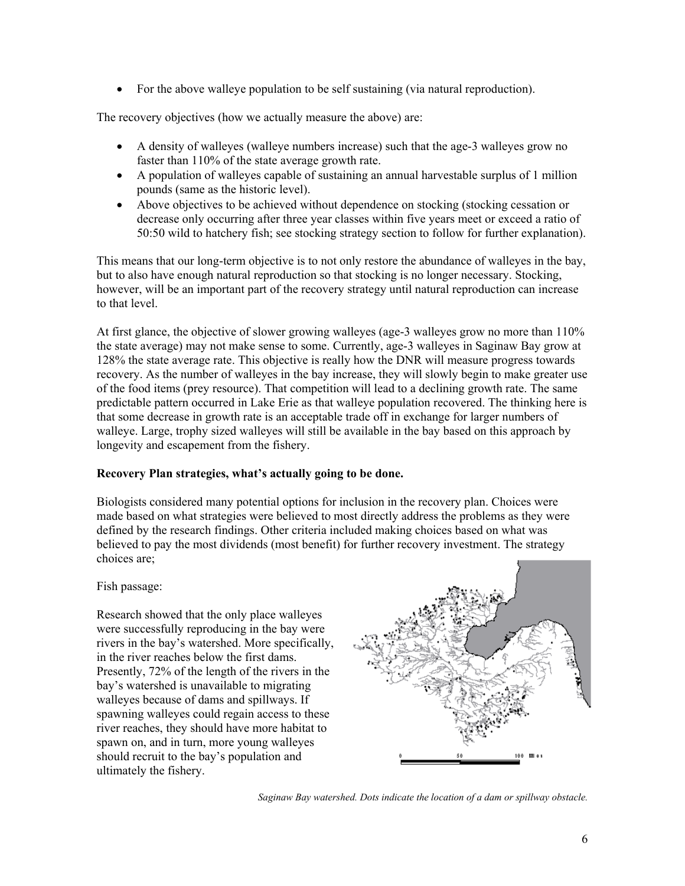- For the above walleye population to be self sustaining (via natural reproduction).

The recovery objectives (how we actually measure the above) are:

- A density of walleyes (walleye numbers increase) such that the age-3 walleyes grow no faster than 110% of the state average growth rate.
- A population of walleyes capable of sustaining an annual harvestable surplus of 1 million pounds (same as the historic level).
- Above objectives to be achieved without dependence on stocking (stocking cessation or decrease only occurring after three year classes within five years meet or exceed a ratio of 50:50 wild to hatchery fish; see stocking strategy section to follow for further explanation).

This means that our long-term objective is to not only restore the abundance of walleyes in the bay, but to also have enough natural reproduction so that stocking is no longer necessary. Stocking, however, will be an important part of the recovery strategy until natural reproduction can increase to that level.

At first glance, the objective of slower growing walleyes (age-3 walleyes grow no more than 110% the state average) may not make sense to some. Currently, age-3 walleyes in Saginaw Bay grow at 128% the state average rate. This objective is really how the DNR will measure progress towards recovery. As the number of walleyes in the bay increase, they will slowly begin to make greater use of the food items (prey resource). That competition will lead to a declining growth rate. The same predictable pattern occurred in Lake Erie as that walleye population recovered. The thinking here is that some decrease in growth rate is an acceptable trade off in exchange for larger numbers of walleye. Large, trophy sized walleyes will still be available in the bay based on this approach by longevity and escapement from the fishery.

**Recovery Plan strategies, what's actually going to be done.**

Biologists considered many potential options for inclusion in the recovery plan. Choices were made based on what strategies were believed to most directly address the problems as they were defined by the research findings. Other criteria included making choices based on what was believed to pay the most dividends (most benefit) for further recovery investment. The strategy choices are;

Fish passage:

Research showed that the only place walleyes were successfully reproducing in the bay were rivers in the bay's watershed. More specifically, in the river reaches below the first dams. Presently, 72% of the length of the rivers in the bay's watershed is unavailable to migrating walleyes because of dams and spillways. If spawning walleyes could regain access to these river reaches, they should have more habitat to spawn on, and in turn, more young walleyes should recruit to the bay's population and ultimately the fishery.

*Saginaw Bay watershed. Dots indicate the location of a dam or spillway obstacle.*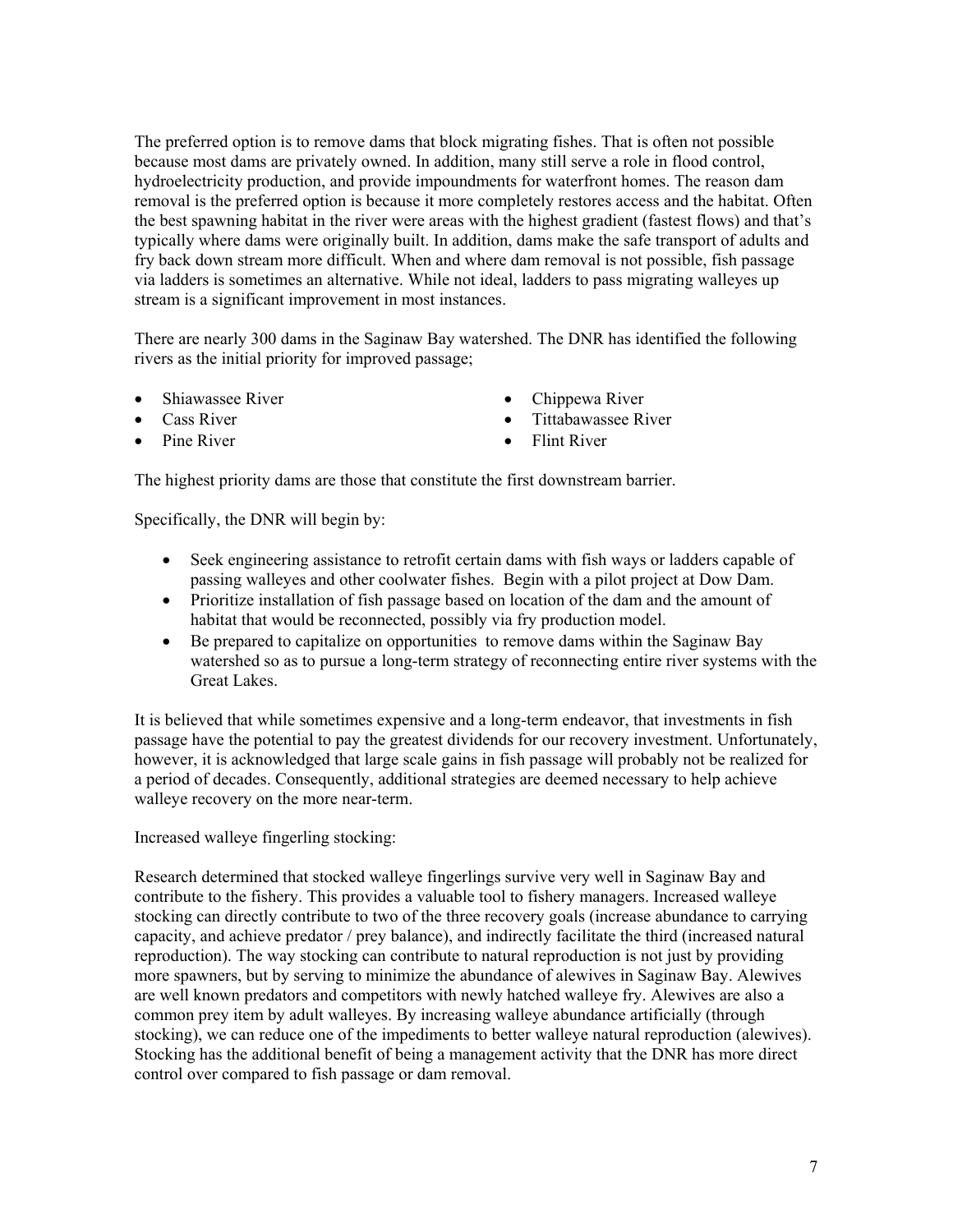The preferred option is to remove dams that block migrating fishes. That is often not possible because most dams are privately owned. In addition, many still serve a role in flood control, hydroelectricity production, and provide impoundments for waterfront homes. The reason dam removal is the preferred option is because it more completely restores access and the habitat. Often the best spawning habitat in the river were areas with the highest gradient (fastest flows) and that's typically where dams were originally built. In addition, dams make the safe transport of adults and fry back down stream more difficult. When and where dam removal is not possible, fish passage via ladders is sometimes an alternative. While not ideal, ladders to pass migrating walleyes up stream is a significant improvement in most instances.

There are nearly 300 dams in the Saginaw Bay watershed. The DNR has identified the following rivers as the initial priority for improved passage;

- Shiawassee River
- Cass River
- Pine River
- Chippewa River
- Tittabawassee River
- Flint River

The highest priority dams are those that constitute the first downstream barrier.

Specifically, the DNR will begin by:

- Seek engineering assistance to retrofit certain dams with fish ways or ladders capable of passing walleyes and other coolwater fishes. Begin with a pilot project at Dow Dam.
- Prioritize installation of fish passage based on location of the dam and the amount of habitat that would be reconnected, possibly via fry production model.
- Be prepared to capitalize on opportunities to remove dams within the Saginaw Bay watershed so as to pursue a long-term strategy of reconnecting entire river systems with the Great Lakes.

It is believed that while sometimes expensive and a long-term endeavor, that investments in fish passage have the potential to pay the greatest dividends for our recovery investment. Unfortunately, however, it is acknowledged that large scale gains in fish passage will probably not be realized for a period of decades. Consequently, additional strategies are deemed necessary to help achieve walleye recovery on the more near-term.

Increased walleye fingerling stocking:

Research determined that stocked walleye fingerlings survive very well in Saginaw Bay and contribute to the fishery. This provides a valuable tool to fishery managers. Increased walleye stocking can directly contribute to two of the three recovery goals (increase abundance to carrying capacity, and achieve predator / prey balance), and indirectly facilitate the third (increased natural reproduction). The way stocking can contribute to natural reproduction is not just by providing more spawners, but by serving to minimize the abundance of alewives in Saginaw Bay. Alewives are well known predators and competitors with newly hatched walleye fry. Alewives are also a common prey item by adult walleyes. By increasing walleye abundance artificially (through stocking), we can reduce one of the impediments to better walleye natural reproduction (alewives). Stocking has the additional benefit of being a management activity that the DNR has more direct control over compared to fish passage or dam removal.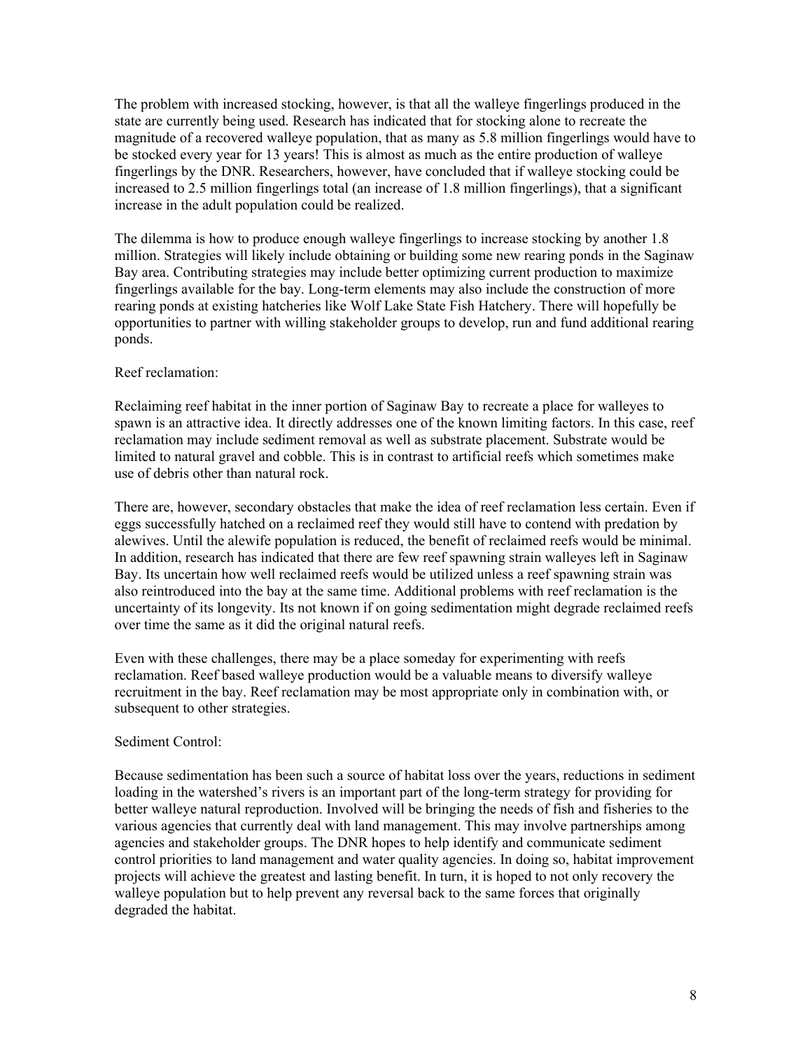The problem with increased stocking, however, is that all the walleye fingerlings produced in the state are currently being used. Research has indicated that for stocking alone to recreate the magnitude of a recovered walleye population, that as many as 5.8 million fingerlings would have to be stocked every year for 13 years! This is almost as much as the entire production of walleye fingerlings by the DNR. Researchers, however, have concluded that if walleye stocking could be increased to 2.5 million fingerlings total (an increase of 1.8 million fingerlings), that a significant increase in the adult population could be realized.

The dilemma is how to produce enough walleye fingerlings to increase stocking by another 1.8 million. Strategies will likely include obtaining or building some new rearing ponds in the Saginaw Bay area. Contributing strategies may include better optimizing current production to maximize fingerlings available for the bay. Long-term elements may also include the construction of more rearing ponds at existing hatcheries like Wolf Lake State Fish Hatchery. There will hopefully be opportunities to partner with willing stakeholder groups to develop, run and fund additional rearing ponds.

Reef reclamation:

Reclaiming reef habitat in the inner portion of Saginaw Bay to recreate a place for walleyes to spawn is an attractive idea. It directly addresses one of the known limiting factors. In this case, reef reclamation may include sediment removal as well as substrate placement. Substrate would be limited to natural gravel and cobble. This is in contrast to artificial reefs which sometimes make use of debris other than natural rock.

There are, however, secondary obstacles that make the idea of reef reclamation less certain. Even if eggs successfully hatched on a reclaimed reef they would still have to contend with predation by alewives. Until the alewife population is reduced, the benefit of reclaimed reefs would be minimal. In addition, research has indicated that there are few reef spawning strain walleyes left in Saginaw Bay. Its uncertain how well reclaimed reefs would be utilized unless a reef spawning strain was also reintroduced into the bay at the same time. Additional problems with reef reclamation is the uncertainty of its longevity. Its not known if on going sedimentation might degrade reclaimed reefs over time the same as it did the original natural reefs.

Even with these challenges, there may be a place someday for experimenting with reefs reclamation. Reef based walleye production would be a valuable means to diversify walleye recruitment in the bay. Reef reclamation may be most appropriate only in combination with, or subsequent to other strategies.

Sediment Control:

Because sedimentation has been such a source of habitat loss over the years, reductions in sediment loading in the watershed's rivers is an important part of the long-term strategy for providing for better walleye natural reproduction. Involved will be bringing the needs of fish and fisheries to the various agencies that currently deal with land management. This may involve partnerships among agencies and stakeholder groups. The DNR hopes to help identify and communicate sediment control priorities to land management and water quality agencies. In doing so, habitat improvement projects will achieve the greatest and lasting benefit. In turn, it is hoped to not only recovery the walleye population but to help prevent any reversal back to the same forces that originally degraded the habitat.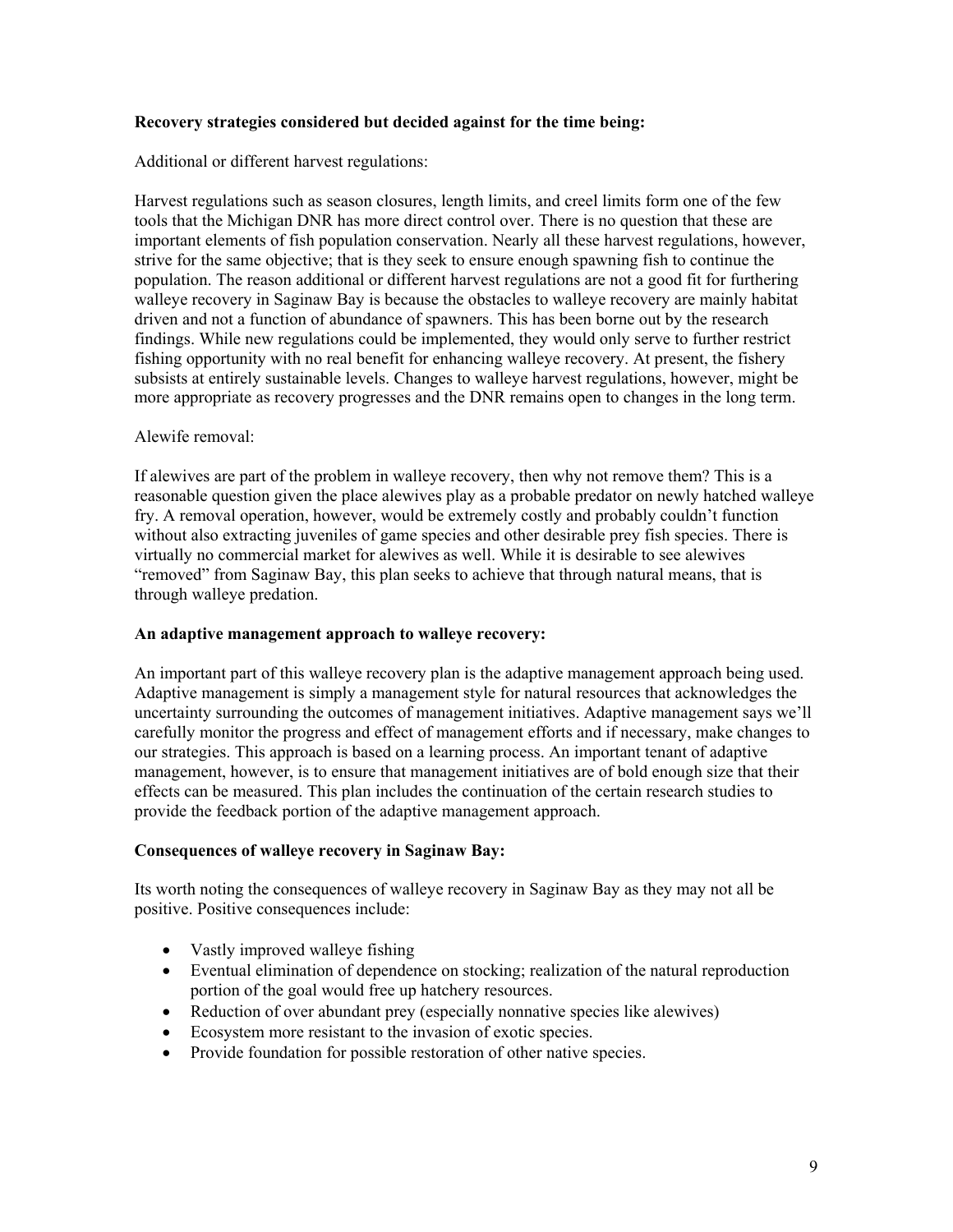**Recovery strategies considered but decided against for the time being:**

Additional or different harvest regulations:

Harvest regulations such as season closures, length limits, and creel limits form one of the few tools that the Michigan DNR has more direct control over. There is no question that these are important elements of fish population conservation. Nearly all these harvest regulations, however, strive for the same objective; that is they seek to ensure enough spawning fish to continue the population. The reason additional or different harvest regulations are not a good fit for furthering walleye recovery in Saginaw Bay is because the obstacles to walleye recovery are mainly habitat driven and not a function of abundance of spawners. This has been borne out by the research findings. While new regulations could be implemented, they would only serve to further restrict fishing opportunity with no real benefit for enhancing walleye recovery. At present, the fishery subsists at entirely sustainable levels. Changes to walleye harvest regulations, however, might be more appropriate as recovery progresses and the DNR remains open to changes in the long term.

Alewife removal:

If alewives are part of the problem in walleye recovery, then why not remove them? This is a reasonable question given the place alewives play as a probable predator on newly hatched walleye fry. A removal operation, however, would be extremely costly and probably couldn't function without also extracting juveniles of game species and other desirable prey fish species. There is virtually no commercial market for alewives as well. While it is desirable to see alewives "removed" from Saginaw Bay, this plan seeks to achieve that through natural means, that is through walleye predation.

**An adaptive management approach to walleye recovery:**

An important part of this walleye recovery plan is the adaptive management approach being used. Adaptive management is simply a management style for natural resources that acknowledges the uncertainty surrounding the outcomes of management initiatives. Adaptive management says we'll carefully monitor the progress and effect of management efforts and if necessary, make changes to our strategies. This approach is based on a learning process. An important tenant of adaptive management, however, is to ensure that management initiatives are of bold enough size that their effects can be measured. This plan includes the continuation of the certain research studies to provide the feedback portion of the adaptive management approach.

**Consequences of walleye recovery in Saginaw Bay:**

Its worth noting the consequences of walleye recovery in Saginaw Bay as they may not all be positive. Positive consequences include:

- Vastly improved walleye fishing
- Eventual elimination of dependence on stocking; realization of the natural reproduction portion of the goal would free up hatchery resources.
- Reduction of over abundant prey (especially nonnative species like alewives)
- Ecosystem more resistant to the invasion of exotic species.
- Provide foundation for possible restoration of other native species.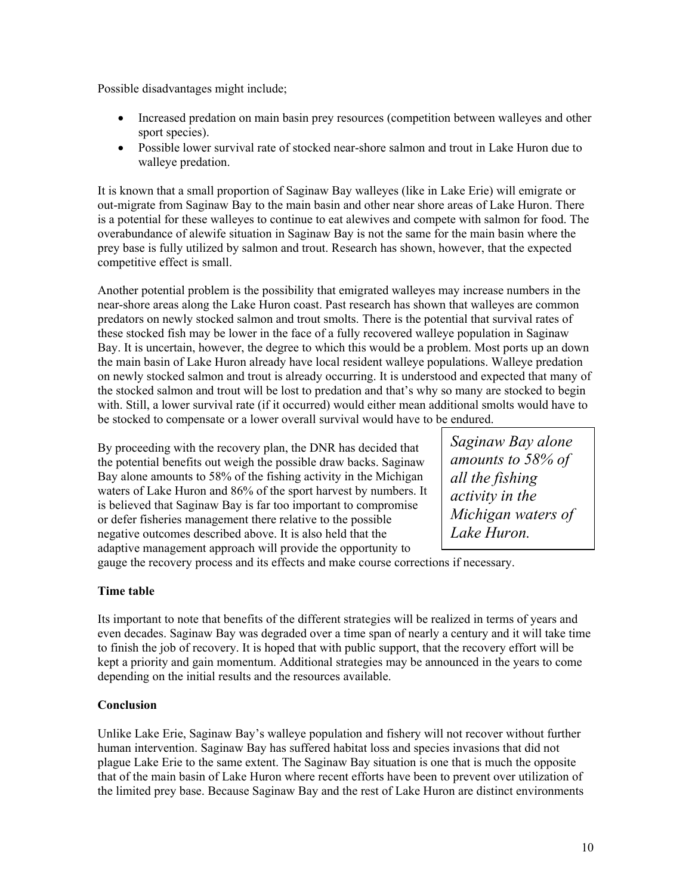Possible disadvantages might include;

- Increased predation on main basin prey resources (competition between walleyes and other sport species).
- Possible lower survival rate of stocked near-shore salmon and trout in Lake Huron due to walleye predation.

It is known that a small proportion of Saginaw Bay walleyes (like in Lake Erie) will emigrate or out-migrate from Saginaw Bay to the main basin and other near shore areas of Lake Huron. There is a potential for these walleyes to continue to eat alewives and compete with salmon for food. The overabundance of alewife situation in Saginaw Bay is not the same for the main basin where the prey base is fully utilized by salmon and trout. Research has shown, however, that the expected competitive effect is small.

Another potential problem is the possibility that emigrated walleyes may increase numbers in the near-shore areas along the Lake Huron coast. Past research has shown that walleyes are common predators on newly stocked salmon and trout smolts. There is the potential that survival rates of these stocked fish may be lower in the face of a fully recovered walleye population in Saginaw Bay. It is uncertain, however, the degree to which this would be a problem. Most ports up an down the main basin of Lake Huron already have local resident walleye populations. Walleye predation on newly stocked salmon and trout is already occurring. It is understood and expected that many of the stocked salmon and trout will be lost to predation and that's why so many are stocked to begin with. Still, a lower survival rate (if it occurred) would either mean additional smolts would have to be stocked to compensate or a lower overall survival would have to be endured.

By proceeding with the recovery plan, the DNR has decided that the potential benefits out weigh the possible draw backs. Saginaw Bay alone amounts to 58% of the fishing activity in the Michigan waters of Lake Huron and 86% of the sport harvest by numbers. It is believed that Saginaw Bay is far too important to compromise or defer fisheries management there relative to the possible negative outcomes described above. It is also held that the adaptive management approach will provide the opportunity to gauge the recovery process and its effects and make course corrections if necessary.

> *Saginaw Bay alone amounts to 58% of all the fishing activity in the Michigan waters of Lake Huron.*

**Time table**

Its important to note that benefits of the different strategies will be realized in terms of years and even decades. Saginaw Bay was degraded over a time span of nearly a century and it will take time to finish the job of recovery. It is hoped that with public support, that the recovery effort will be kept a priority and gain momentum. Additional strategies may be announced in the years to come depending on the initial results and the resources available.

**Conclusion**

Unlike Lake Erie, Saginaw Bay's walleye population and fishery will not recover without further human intervention. Saginaw Bay has suffered habitat loss and species invasions that did not plague Lake Erie to the same extent. The Saginaw Bay situation is one that is much the opposite that of the main basin of Lake Huron where recent efforts have been to prevent over utilization of the limited prey base. Because Saginaw Bay and the rest of Lake Huron are distinct environments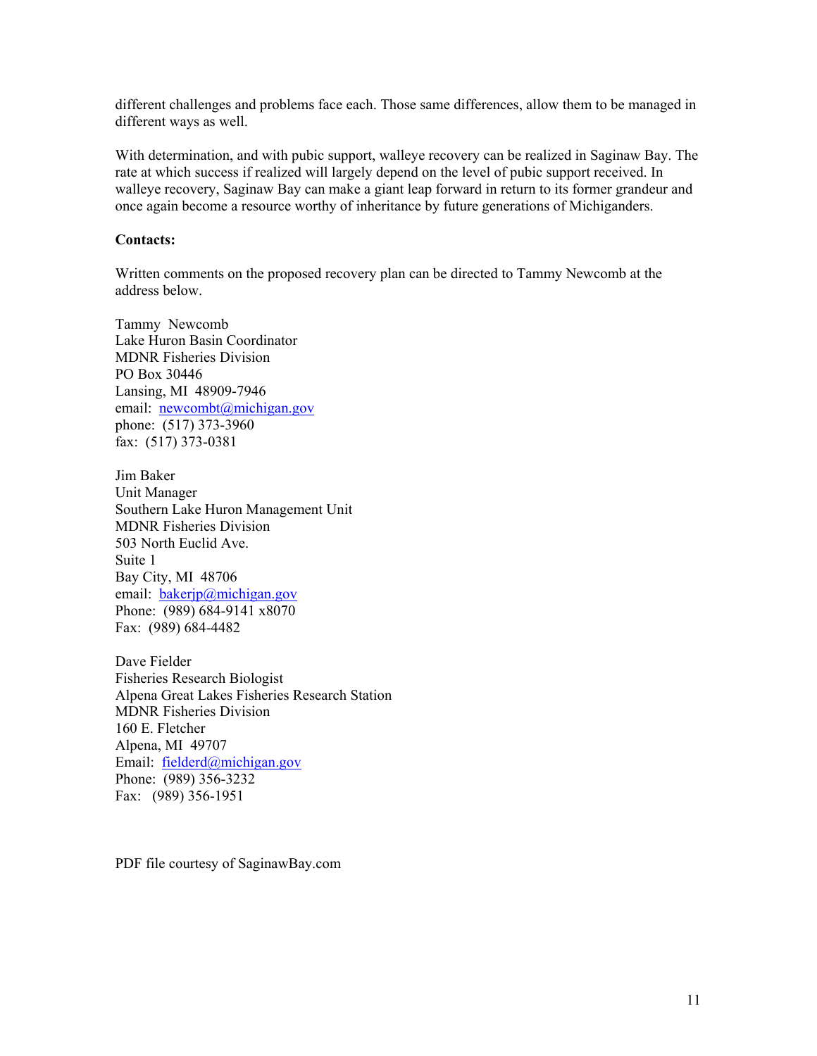different challenges and problems face each. Those same differences, allow them to be managed in different ways as well.

With determination, and with pubic support, walleye recovery can be realized in Saginaw Bay. The rate at which success if realized will largely depend on the level of pubic support received. In walleye recovery, Saginaw Bay can make a giant leap forward in return to its former grandeur and once again become a resource worthy of inheritance by future generations of Michiganders.

**Contacts:**

Written comments on the proposed recovery plan can be directed to Tammy Newcomb at the address below.

Tammy Newcomb
Lake Huron Basin Coordinator
MDNR Fisheries Division
PO Box 30446
Lansing, MI 48909-7946
email: newcombt@michigan.gov
phone: (517) 373-3960
fax: (517) 373-0381

Jim Baker
Unit Manager
Southern Lake Huron Management Unit
MDNR Fisheries Division
503 North Euclid Ave.
Suite 1
Bay City, MI 48706
email: bakerjp@michigan.gov
Phone: (989) 684-9141 x8070
Fax: (989) 684-4482

Dave Fielder
Fisheries Research Biologist
Alpena Great Lakes Fisheries Research Station
MDNR Fisheries Division
160 E. Fletcher
Alpena, MI 49707
Email: fielderd@michigan.gov
Phone: (989) 356-3232
Fax: (989) 356-1951

PDF file courtesy of SaginawBay.com